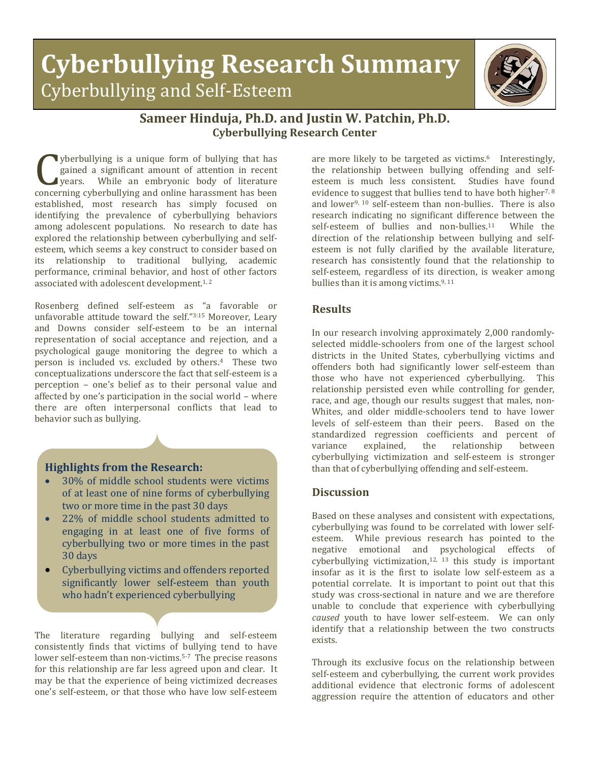# Cyberbullying Research Summary

## Cyberbullying and Self-Esteem

**Sameer Hinduja, Ph.D. and Justin W. Patchin, Ph.D.**
**Cyberbullying Research Center**

Cyberbullying is a unique form of bullying that has gained a significant amount of attention in recent years. While an embryonic body of literature concerning cyberbullying and online harassment has been established, most research has simply focused on identifying the prevalence of cyberbullying behaviors among adolescent populations. No research to date has explored the relationship between cyberbullying and self-esteem, which seems a key construct to consider based on its relationship to traditional bullying, academic performance, criminal behavior, and host of other factors associated with adolescent development.[1, 2]

Rosenberg defined self-esteem as "a favorable or unfavorable attitude toward the self."[3:15] Moreover, Leary and Downs consider self-esteem to be an internal representation of social acceptance and rejection, and a psychological gauge monitoring the degree to which a person is included vs. excluded by others.[4] These two conceptualizations underscore the fact that self-esteem is a perception – one's belief as to their personal value and affected by one's participation in the social world – where there are often interpersonal conflicts that lead to behavior such as bullying.

### Highlights from the Research:

- 30% of middle school students were victims of at least one of nine forms of cyberbullying two or more time in the past 30 days
- 22% of middle school students admitted to engaging in at least one of five forms of cyberbullying two or more times in the past 30 days
- Cyberbullying victims and offenders reported significantly lower self-esteem than youth who hadn't experienced cyberbullying

The literature regarding bullying and self-esteem consistently finds that victims of bullying tend to have lower self-esteem than non-victims.[5-7] The precise reasons for this relationship are far less agreed upon and clear. It may be that the experience of being victimized decreases one's self-esteem, or that those who have low self-esteem are more likely to be targeted as victims.[6] Interestingly, the relationship between bullying offending and self-esteem is much less consistent. Studies have found evidence to suggest that bullies tend to have both higher[7, 8] and lower[9, 10] self-esteem than non-bullies. There is also research indicating no significant difference between the self-esteem of bullies and non-bullies.[11] While the direction of the relationship between bullying and self-esteem is not fully clarified by the available literature, research has consistently found that the relationship to self-esteem, regardless of its direction, is weaker among bullies than it is among victims.[9, 11]

### Results

In our research involving approximately 2,000 randomly-selected middle-schoolers from one of the largest school districts in the United States, cyberbullying victims and offenders both had significantly lower self-esteem than those who have not experienced cyberbullying. This relationship persisted even while controlling for gender, race, and age, though our results suggest that males, non-Whites, and older middle-schoolers tend to have lower levels of self-esteem than their peers. Based on the standardized regression coefficients and percent of variance explained, the relationship between cyberbullying victimization and self-esteem is stronger than that of cyberbullying offending and self-esteem.

### Discussion

Based on these analyses and consistent with expectations, cyberbullying was found to be correlated with lower self-esteem. While previous research has pointed to the negative emotional and psychological effects of cyberbullying victimization,[12, 13] this study is important insofar as it is the first to isolate low self-esteem as a potential correlate. It is important to point out that this study was cross-sectional in nature and we are therefore unable to conclude that experience with cyberbullying *caused* youth to have lower self-esteem. We can only identify that a relationship between the two constructs exists.

Through its exclusive focus on the relationship between self-esteem and cyberbullying, the current work provides additional evidence that electronic forms of adolescent aggression require the attention of educators and other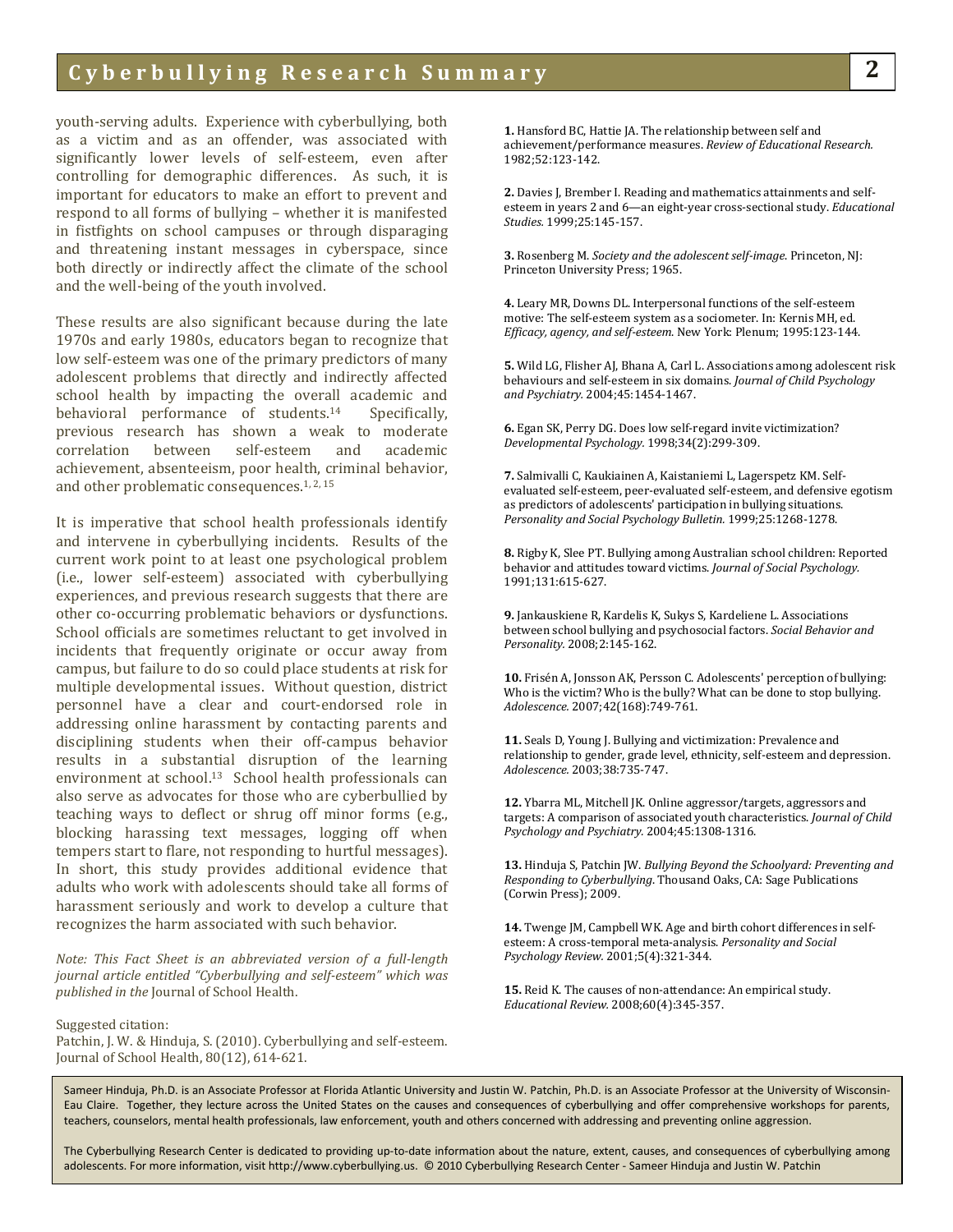youth-serving adults. Experience with cyberbullying, both as a victim and as an offender, was associated with significantly lower levels of self-esteem, even after controlling for demographic differences. As such, it is important for educators to make an effort to prevent and respond to all forms of bullying – whether it is manifested in fistfights on school campuses or through disparaging and threatening instant messages in cyberspace, since both directly or indirectly affect the climate of the school and the well-being of the youth involved.

These results are also significant because during the late 1970s and early 1980s, educators began to recognize that low self-esteem was one of the primary predictors of many adolescent problems that directly and indirectly affected school health by impacting the overall academic and behavioral performance of students.[14] Specifically, previous research has shown a weak to moderate correlation between self-esteem and academic achievement, absenteeism, poor health, criminal behavior, and other problematic consequences.[1, 2, 15]

It is imperative that school health professionals identify and intervene in cyberbullying incidents. Results of the current work point to at least one psychological problem (i.e., lower self-esteem) associated with cyberbullying experiences, and previous research suggests that there are other co-occurring problematic behaviors or dysfunctions. School officials are sometimes reluctant to get involved in incidents that frequently originate or occur away from campus, but failure to do so could place students at risk for multiple developmental issues. Without question, district personnel have a clear and court-endorsed role in addressing online harassment by contacting parents and disciplining students when their off-campus behavior results in a substantial disruption of the learning environment at school.[13] School health professionals can also serve as advocates for those who are cyberbullied by teaching ways to deflect or shrug off minor forms (e.g., blocking harassing text messages, logging off when tempers start to flare, not responding to hurtful messages). In short, this study provides additional evidence that adults who work with adolescents should take all forms of harassment seriously and work to develop a culture that recognizes the harm associated with such behavior.

*Note: This Fact Sheet is an abbreviated version of a full-length journal article entitled "Cyberbullying and self-esteem" which was published in the* Journal of School Health.

Suggested citation:
Patchin, J. W. & Hinduja, S. (2010). Cyberbullying and self-esteem. Journal of School Health, 80(12), 614-621.

**1.** Hansford BC, Hattie JA. The relationship between self and achievement/performance measures. *Review of Educational Research.* 1982;52:123-142.

**2.** Davies J, Brember I. Reading and mathematics attainments and self-esteem in years 2 and 6—an eight-year cross-sectional study. *Educational Studies.* 1999;25:145-157.

**3.** Rosenberg M. *Society and the adolescent self-image.* Princeton, NJ: Princeton University Press; 1965.

**4.** Leary MR, Downs DL. Interpersonal functions of the self-esteem motive: The self-esteem system as a sociometer. In: Kernis MH, ed. *Efficacy, agency, and self-esteem.* New York: Plenum; 1995:123-144.

**5.** Wild LG, Flisher AJ, Bhana A, Carl L. Associations among adolescent risk behaviours and self-esteem in six domains. *Journal of Child Psychology and Psychiatry.* 2004;45:1454-1467.

**6.** Egan SK, Perry DG. Does low self-regard invite victimization? *Developmental Psychology.* 1998;34(2):299-309.

**7.** Salmivalli C, Kaukiainen A, Kaistaniemi L, Lagerspetz KM. Self-evaluated self-esteem, peer-evaluated self-esteem, and defensive egotism as predictors of adolescents' participation in bullying situations. *Personality and Social Psychology Bulletin.* 1999;25:1268-1278.

**8.** Rigby K, Slee PT. Bullying among Australian school children: Reported behavior and attitudes toward victims. *Journal of Social Psychology.* 1991;131:615-627.

**9.** Jankauskiene R, Kardelis K, Sukys S, Kardeliene L. Associations between school bullying and psychosocial factors. *Social Behavior and Personality.* 2008;2:145-162.

**10.** Frisén A, Jonsson AK, Persson C. Adolescents' perception of bullying: Who is the victim? Who is the bully? What can be done to stop bullying. *Adolescence.* 2007;42(168):749-761.

**11.** Seals D, Young J. Bullying and victimization: Prevalence and relationship to gender, grade level, ethnicity, self-esteem and depression. *Adolescence.* 2003;38:735-747.

**12.** Ybarra ML, Mitchell JK. Online aggressor/targets, aggressors and targets: A comparison of associated youth characteristics. *Journal of Child Psychology and Psychiatry.* 2004;45:1308-1316.

**13.** Hinduja S, Patchin JW. *Bullying Beyond the Schoolyard: Preventing and Responding to Cyberbullying.* Thousand Oaks, CA: Sage Publications (Corwin Press); 2009.

**14.** Twenge JM, Campbell WK. Age and birth cohort differences in self-esteem: A cross-temporal meta-analysis. *Personality and Social Psychology Review.* 2001;5(4):321-344.

**15.** Reid K. The causes of non-attendance: An empirical study. *Educational Review.* 2008;60(4):345-357.

Sameer Hinduja, Ph.D. is an Associate Professor at Florida Atlantic University and Justin W. Patchin, Ph.D. is an Associate Professor at the University of Wisconsin-Eau Claire. Together, they lecture across the United States on the causes and consequences of cyberbullying and offer comprehensive workshops for parents, teachers, counselors, mental health professionals, law enforcement, youth and others concerned with addressing and preventing online aggression.

The Cyberbullying Research Center is dedicated to providing up-to-date information about the nature, extent, causes, and consequences of cyberbullying among adolescents. For more information, visit http://www.cyberbullying.us. © 2010 Cyberbullying Research Center - Sameer Hinduja and Justin W. Patchin